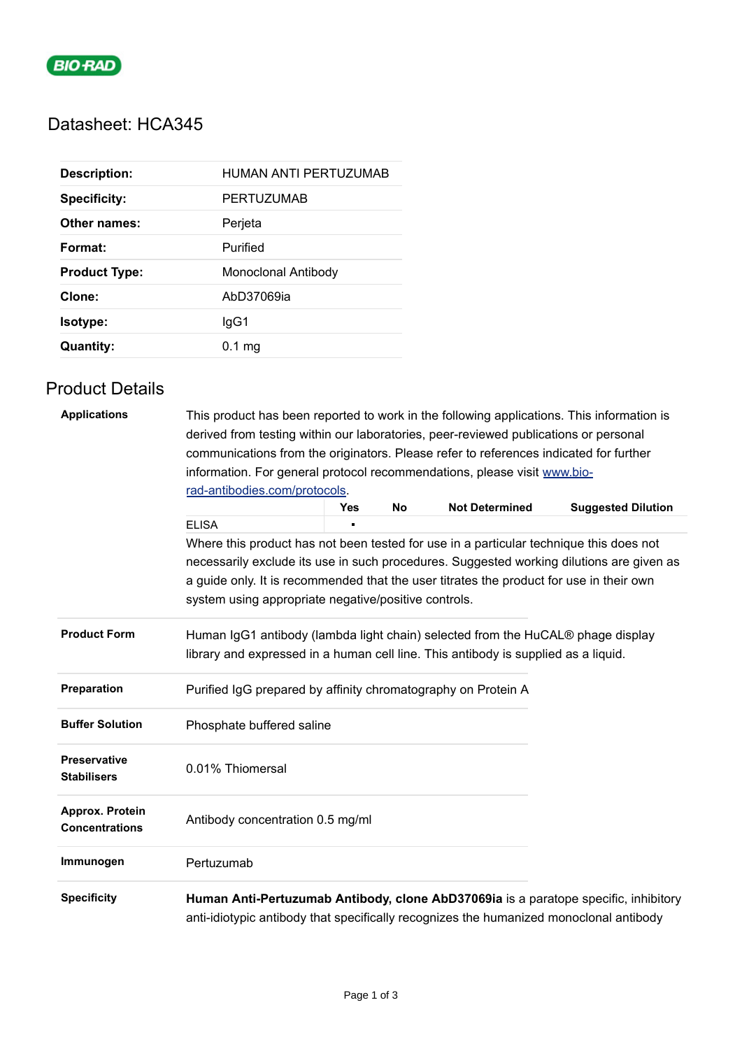BIO-RAD

# Datasheet: HCA345

| | |
|---|---|
| **Description:** | HUMAN ANTI PERTUZUMAB |
| **Specificity:** | PERTUZUMAB |
| **Other names:** | Perjeta |
| **Format:** | Purified |
| **Product Type:** | Monoclonal Antibody |
| **Clone:** | AbD37069ia |
| **Isotype:** | IgG1 |
| **Quantity:** | 0.1 mg |

## Product Details

**Applications**

This product has been reported to work in the following applications. This information is derived from testing within our laboratories, peer-reviewed publications or personal communications from the originators. Please refer to references indicated for further information. For general protocol recommendations, please visit [www.bio-rad-antibodies.com/protocols](www.bio-rad-antibodies.com/protocols).

| | Yes | No | Not Determined | Suggested Dilution |
|---|---|---|---|---|
| ELISA | ▪ | | | |

Where this product has not been tested for use in a particular technique this does not necessarily exclude its use in such procedures. Suggested working dilutions are given as a guide only. It is recommended that the user titrates the product for use in their own system using appropriate negative/positive controls.

**Product Form**

Human IgG1 antibody (lambda light chain) selected from the HuCAL® phage display library and expressed in a human cell line. This antibody is supplied as a liquid.

**Preparation**

Purified IgG prepared by affinity chromatography on Protein A

**Buffer Solution**

Phosphate buffered saline

**Preservative Stabilisers**

0.01% Thiomersal

**Approx. Protein Concentrations**

Antibody concentration 0.5 mg/ml

**Immunogen**

Pertuzumab

**Specificity**

**Human Anti-Pertuzumab Antibody, clone AbD37069ia** is a paratope specific, inhibitory anti-idiotypic antibody that specifically recognizes the humanized monoclonal antibody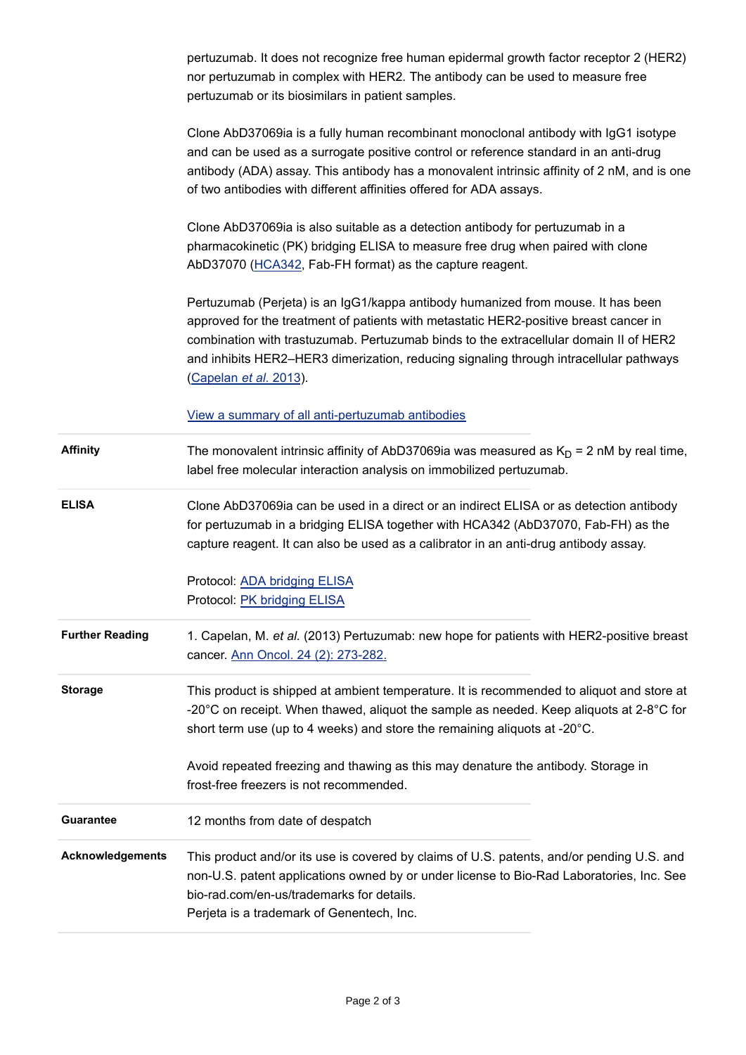pertuzumab. It does not recognize free human epidermal growth factor receptor 2 (HER2) nor pertuzumab in complex with HER2. The antibody can be used to measure free pertuzumab or its biosimilars in patient samples.

Clone AbD37069ia is a fully human recombinant monoclonal antibody with IgG1 isotype and can be used as a surrogate positive control or reference standard in an anti-drug antibody (ADA) assay. This antibody has a monovalent intrinsic affinity of 2 nM, and is one of two antibodies with different affinities offered for ADA assays.

Clone AbD37069ia is also suitable as a detection antibody for pertuzumab in a pharmacokinetic (PK) bridging ELISA to measure free drug when paired with clone AbD37070 (HCA342, Fab-FH format) as the capture reagent.

Pertuzumab (Perjeta) is an IgG1/kappa antibody humanized from mouse. It has been approved for the treatment of patients with metastatic HER2-positive breast cancer in combination with trastuzumab. Pertuzumab binds to the extracellular domain II of HER2 and inhibits HER2–HER3 dimerization, reducing signaling through intracellular pathways (Capelan *et al.* 2013).

View a summary of all anti-pertuzumab antibodies

| | |
|---|---|
| **Affinity** | The monovalent intrinsic affinity of AbD37069ia was measured as $K_D$ = 2 nM by real time, label free molecular interaction analysis on immobilized pertuzumab. |
| **ELISA** | Clone AbD37069ia can be used in a direct or an indirect ELISA or as detection antibody for pertuzumab in a bridging ELISA together with HCA342 (AbD37070, Fab-FH) as the capture reagent. It can also be used as a calibrator in an anti-drug antibody assay.<br><br>Protocol: ADA bridging ELISA<br>Protocol: PK bridging ELISA |
| **Further Reading** | 1. Capelan, M. *et al.* (2013) Pertuzumab: new hope for patients with HER2-positive breast cancer. Ann Oncol. 24 (2): 273-282. |
| **Storage** | This product is shipped at ambient temperature. It is recommended to aliquot and store at -20°C on receipt. When thawed, aliquot the sample as needed. Keep aliquots at 2-8°C for short term use (up to 4 weeks) and store the remaining aliquots at -20°C.<br><br>Avoid repeated freezing and thawing as this may denature the antibody. Storage in frost-free freezers is not recommended. |
| **Guarantee** | 12 months from date of despatch |
| **Acknowledgements** | This product and/or its use is covered by claims of U.S. patents, and/or pending U.S. and non-U.S. patent applications owned by or under license to Bio-Rad Laboratories, Inc. See bio-rad.com/en-us/trademarks for details.<br>Perjeta is a trademark of Genentech, Inc. |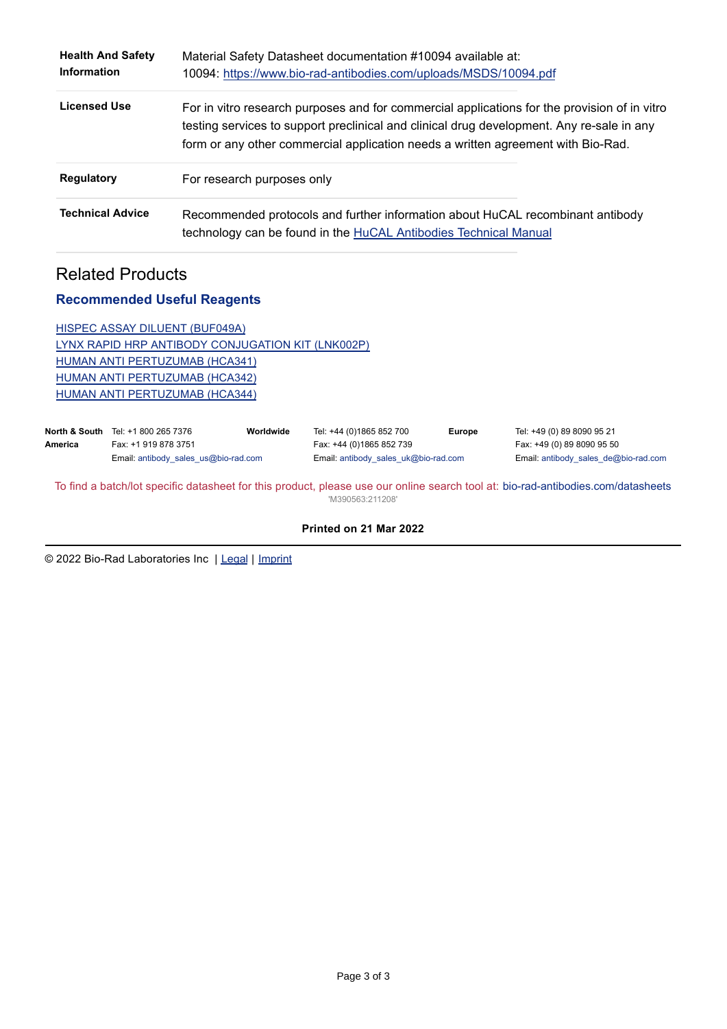| | |
|---|---|
| **Health And Safety Information** | Material Safety Datasheet documentation #10094 available at: 10094: https://www.bio-rad-antibodies.com/uploads/MSDS/10094.pdf |
| **Licensed Use** | For in vitro research purposes and for commercial applications for the provision of in vitro testing services to support preclinical and clinical drug development. Any re-sale in any form or any other commercial application needs a written agreement with Bio-Rad. |
| **Regulatory** | For research purposes only |
| **Technical Advice** | Recommended protocols and further information about HuCAL recombinant antibody technology can be found in the HuCAL Antibodies Technical Manual |

## Related Products

### Recommended Useful Reagents

HISPEC ASSAY DILUENT (BUF049A)
LYNX RAPID HRP ANTIBODY CONJUGATION KIT (LNK002P)
HUMAN ANTI PERTUZUMAB (HCA341)
HUMAN ANTI PERTUZUMAB (HCA342)
HUMAN ANTI PERTUZUMAB (HCA344)

| | | | | | |
|---|---|---|---|---|---|
| **North & South America** | Tel: +1 800 265 7376<br>Fax: +1 919 878 3751<br>Email: antibody_sales_us@bio-rad.com | **Worldwide** | Tel: +44 (0)1865 852 700<br>Fax: +44 (0)1865 852 739<br>Email: antibody_sales_uk@bio-rad.com | **Europe** | Tel: +49 (0) 89 8090 95 21<br>Fax: +49 (0) 89 8090 95 50<br>Email: antibody_sales_de@bio-rad.com |

To find a batch/lot specific datasheet for this product, please use our online search tool at: bio-rad-antibodies.com/datasheets

'M390563:211208'

**Printed on 21 Mar 2022**

© 2022 Bio-Rad Laboratories Inc | Legal | Imprint